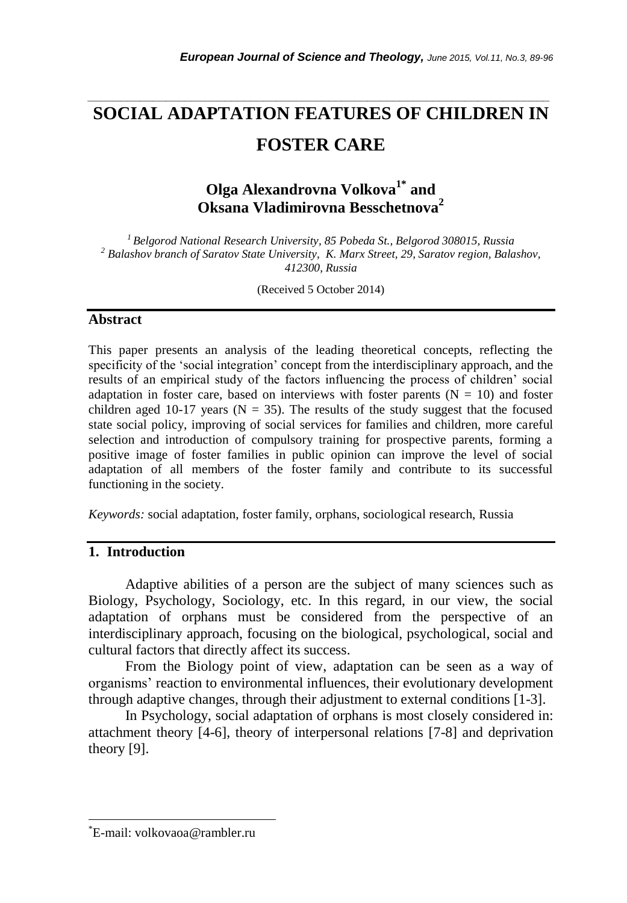# SOCIAL ADAPTATION FEATURES OF CHILDREN IN FOSTER CARE

**Olga Alexandrovna Volkova[1*] and Oksana Vladimirovna Besschetnova[2]**

*[1] Belgorod National Research University, 85 Pobeda St., Belgorod 308015, Russia*
*[2] Balashov branch of Saratov State University, K. Marx Street, 29, Saratov region, Balashov, 412300, Russia*

(Received 5 October 2014)

## Abstract

This paper presents an analysis of the leading theoretical concepts, reflecting the specificity of the 'social integration' concept from the interdisciplinary approach, and the results of an empirical study of the factors influencing the process of children' social adaptation in foster care, based on interviews with foster parents (N = 10) and foster children aged 10-17 years (N = 35). The results of the study suggest that the focused state social policy, improving of social services for families and children, more careful selection and introduction of compulsory training for prospective parents, forming a positive image of foster families in public opinion can improve the level of social adaptation of all members of the foster family and contribute to its successful functioning in the society.

*Keywords:* social adaptation, foster family, orphans, sociological research, Russia

## 1. Introduction

Adaptive abilities of a person are the subject of many sciences such as Biology, Psychology, Sociology, etc. In this regard, in our view, the social adaptation of orphans must be considered from the perspective of an interdisciplinary approach, focusing on the biological, psychological, social and cultural factors that directly affect its success.

From the Biology point of view, adaptation can be seen as a way of organisms' reaction to environmental influences, their evolutionary development through adaptive changes, through their adjustment to external conditions [1-3].

In Psychology, social adaptation of orphans is most closely considered in: attachment theory [4-6], theory of interpersonal relations [7-8] and deprivation theory [9].

[*]E-mail: volkovaoa@rambler.ru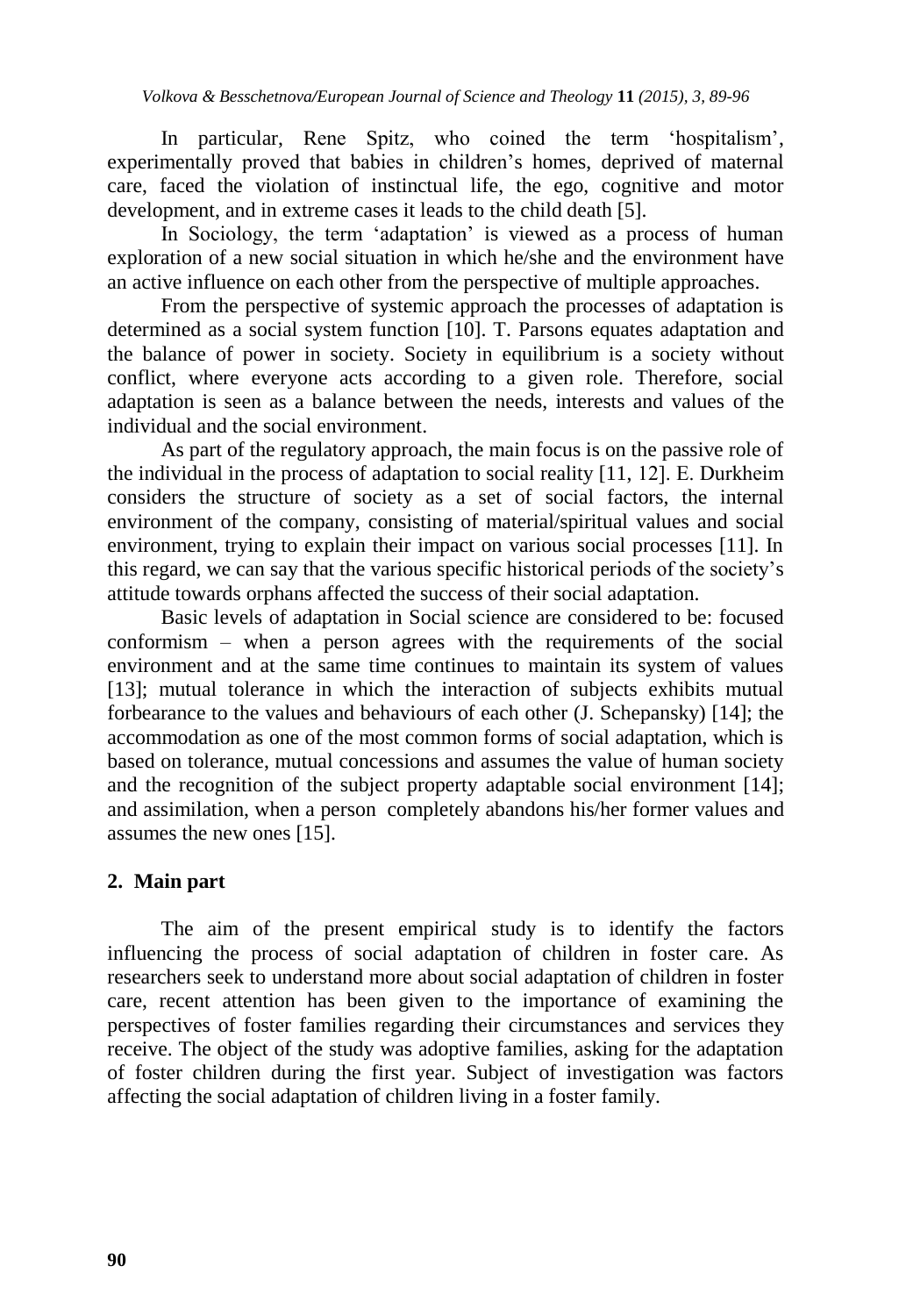In particular, Rene Spitz, who coined the term 'hospitalism', experimentally proved that babies in children's homes, deprived of maternal care, faced the violation of instinctual life, the ego, cognitive and motor development, and in extreme cases it leads to the child death [5].

In Sociology, the term 'adaptation' is viewed as a process of human exploration of a new social situation in which he/she and the environment have an active influence on each other from the perspective of multiple approaches.

From the perspective of systemic approach the processes of adaptation is determined as a social system function [10]. T. Parsons equates adaptation and the balance of power in society. Society in equilibrium is a society without conflict, where everyone acts according to a given role. Therefore, social adaptation is seen as a balance between the needs, interests and values of the individual and the social environment.

As part of the regulatory approach, the main focus is on the passive role of the individual in the process of adaptation to social reality [11, 12]. E. Durkheim considers the structure of society as a set of social factors, the internal environment of the company, consisting of material/spiritual values and social environment, trying to explain their impact on various social processes [11]. In this regard, we can say that the various specific historical periods of the society's attitude towards orphans affected the success of their social adaptation.

Basic levels of adaptation in Social science are considered to be: focused conformism – when a person agrees with the requirements of the social environment and at the same time continues to maintain its system of values [13]; mutual tolerance in which the interaction of subjects exhibits mutual forbearance to the values and behaviours of each other (J. Schepansky) [14]; the accommodation as one of the most common forms of social adaptation, which is based on tolerance, mutual concessions and assumes the value of human society and the recognition of the subject property adaptable social environment [14]; and assimilation, when a person completely abandons his/her former values and assumes the new ones [15].

## 2. Main part

The aim of the present empirical study is to identify the factors influencing the process of social adaptation of children in foster care. As researchers seek to understand more about social adaptation of children in foster care, recent attention has been given to the importance of examining the perspectives of foster families regarding their circumstances and services they receive. The object of the study was adoptive families, asking for the adaptation of foster children during the first year. Subject of investigation was factors affecting the social adaptation of children living in a foster family.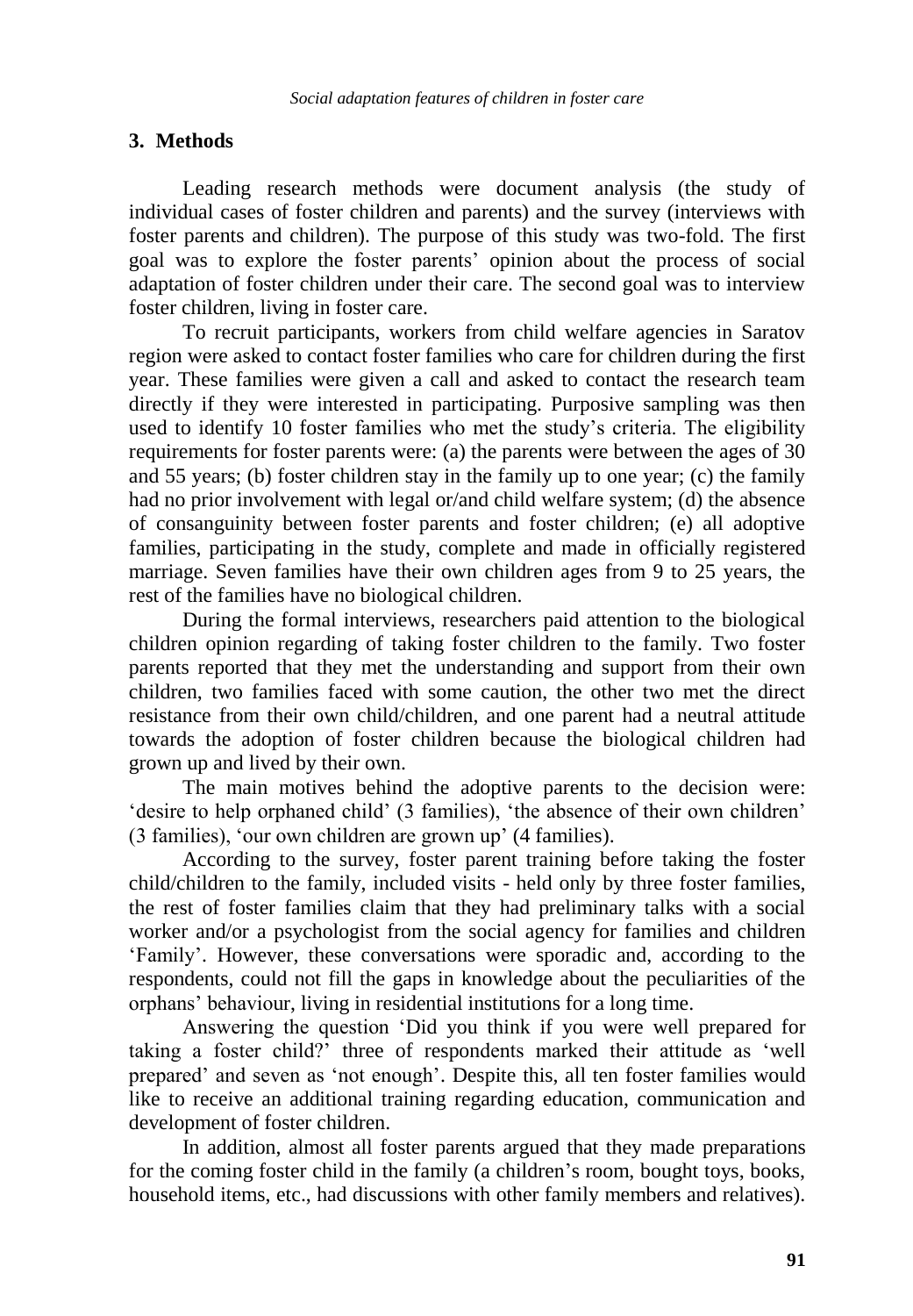## 3. Methods

Leading research methods were document analysis (the study of individual cases of foster children and parents) and the survey (interviews with foster parents and children). The purpose of this study was two-fold. The first goal was to explore the foster parents' opinion about the process of social adaptation of foster children under their care. The second goal was to interview foster children, living in foster care.

To recruit participants, workers from child welfare agencies in Saratov region were asked to contact foster families who care for children during the first year. These families were given a call and asked to contact the research team directly if they were interested in participating. Purposive sampling was then used to identify 10 foster families who met the study's criteria. The eligibility requirements for foster parents were: (a) the parents were between the ages of 30 and 55 years; (b) foster children stay in the family up to one year; (c) the family had no prior involvement with legal or/and child welfare system; (d) the absence of consanguinity between foster parents and foster children; (e) all adoptive families, participating in the study, complete and made in officially registered marriage. Seven families have their own children ages from 9 to 25 years, the rest of the families have no biological children.

During the formal interviews, researchers paid attention to the biological children opinion regarding of taking foster children to the family. Two foster parents reported that they met the understanding and support from their own children, two families faced with some caution, the other two met the direct resistance from their own child/children, and one parent had a neutral attitude towards the adoption of foster children because the biological children had grown up and lived by their own.

The main motives behind the adoptive parents to the decision were: 'desire to help orphaned child' (3 families), 'the absence of their own children' (3 families), 'our own children are grown up' (4 families).

According to the survey, foster parent training before taking the foster child/children to the family, included visits - held only by three foster families, the rest of foster families claim that they had preliminary talks with a social worker and/or a psychologist from the social agency for families and children 'Family'. However, these conversations were sporadic and, according to the respondents, could not fill the gaps in knowledge about the peculiarities of the orphans' behaviour, living in residential institutions for a long time.

Answering the question 'Did you think if you were well prepared for taking a foster child?' three of respondents marked their attitude as 'well prepared' and seven as 'not enough'. Despite this, all ten foster families would like to receive an additional training regarding education, communication and development of foster children.

In addition, almost all foster parents argued that they made preparations for the coming foster child in the family (a children's room, bought toys, books, household items, etc., had discussions with other family members and relatives).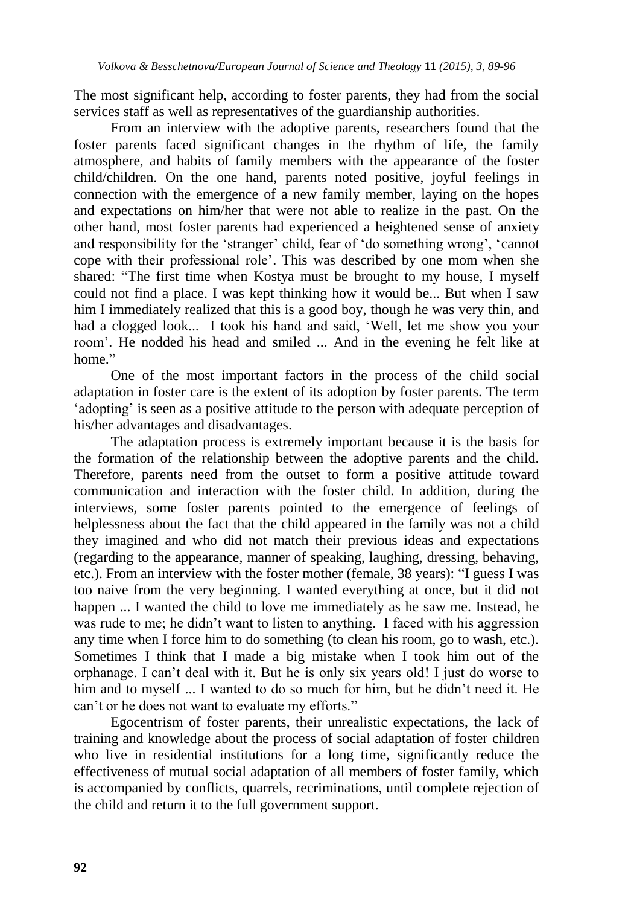The most significant help, according to foster parents, they had from the social services staff as well as representatives of the guardianship authorities.

From an interview with the adoptive parents, researchers found that the foster parents faced significant changes in the rhythm of life, the family atmosphere, and habits of family members with the appearance of the foster child/children. On the one hand, parents noted positive, joyful feelings in connection with the emergence of a new family member, laying on the hopes and expectations on him/her that were not able to realize in the past. On the other hand, most foster parents had experienced a heightened sense of anxiety and responsibility for the 'stranger' child, fear of 'do something wrong', 'cannot cope with their professional role'. This was described by one mom when she shared: "The first time when Kostya must be brought to my house, I myself could not find a place. I was kept thinking how it would be... But when I saw him I immediately realized that this is a good boy, though he was very thin, and had a clogged look... I took his hand and said, 'Well, let me show you your room'. He nodded his head and smiled ... And in the evening he felt like at home."

One of the most important factors in the process of the child social adaptation in foster care is the extent of its adoption by foster parents. The term 'adopting' is seen as a positive attitude to the person with adequate perception of his/her advantages and disadvantages.

The adaptation process is extremely important because it is the basis for the formation of the relationship between the adoptive parents and the child. Therefore, parents need from the outset to form a positive attitude toward communication and interaction with the foster child. In addition, during the interviews, some foster parents pointed to the emergence of feelings of helplessness about the fact that the child appeared in the family was not a child they imagined and who did not match their previous ideas and expectations (regarding to the appearance, manner of speaking, laughing, dressing, behaving, etc.). From an interview with the foster mother (female, 38 years): "I guess I was too naive from the very beginning. I wanted everything at once, but it did not happen ... I wanted the child to love me immediately as he saw me. Instead, he was rude to me; he didn't want to listen to anything. I faced with his aggression any time when I force him to do something (to clean his room, go to wash, etc.). Sometimes I think that I made a big mistake when I took him out of the orphanage. I can't deal with it. But he is only six years old! I just do worse to him and to myself ... I wanted to do so much for him, but he didn't need it. He can't or he does not want to evaluate my efforts."

Egocentrism of foster parents, their unrealistic expectations, the lack of training and knowledge about the process of social adaptation of foster children who live in residential institutions for a long time, significantly reduce the effectiveness of mutual social adaptation of all members of foster family, which is accompanied by conflicts, quarrels, recriminations, until complete rejection of the child and return it to the full government support.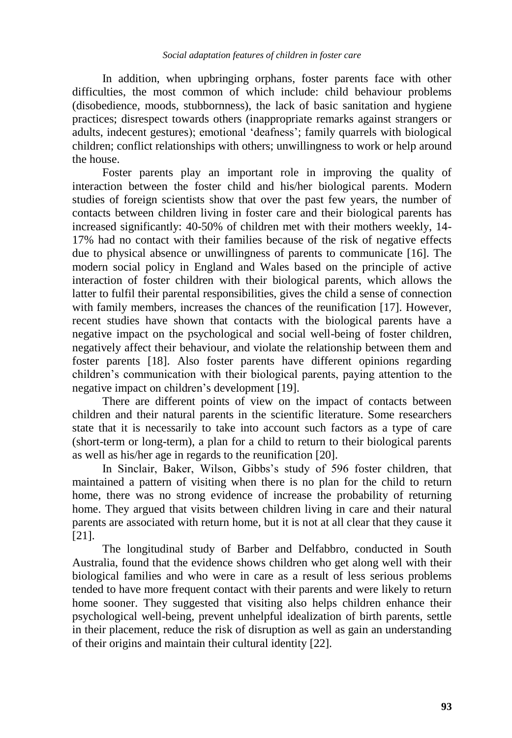In addition, when upbringing orphans, foster parents face with other difficulties, the most common of which include: child behaviour problems (disobedience, moods, stubbornness), the lack of basic sanitation and hygiene practices; disrespect towards others (inappropriate remarks against strangers or adults, indecent gestures); emotional 'deafness'; family quarrels with biological children; conflict relationships with others; unwillingness to work or help around the house.

Foster parents play an important role in improving the quality of interaction between the foster child and his/her biological parents. Modern studies of foreign scientists show that over the past few years, the number of contacts between children living in foster care and their biological parents has increased significantly: 40-50% of children met with their mothers weekly, 14-17% had no contact with their families because of the risk of negative effects due to physical absence or unwillingness of parents to communicate [16]. The modern social policy in England and Wales based on the principle of active interaction of foster children with their biological parents, which allows the latter to fulfil their parental responsibilities, gives the child a sense of connection with family members, increases the chances of the reunification [17]. However, recent studies have shown that contacts with the biological parents have a negative impact on the psychological and social well-being of foster children, negatively affect their behaviour, and violate the relationship between them and foster parents [18]. Also foster parents have different opinions regarding children's communication with their biological parents, paying attention to the negative impact on children's development [19].

There are different points of view on the impact of contacts between children and their natural parents in the scientific literature. Some researchers state that it is necessarily to take into account such factors as a type of care (short-term or long-term), a plan for a child to return to their biological parents as well as his/her age in regards to the reunification [20].

In Sinclair, Baker, Wilson, Gibbs's study of 596 foster children, that maintained a pattern of visiting when there is no plan for the child to return home, there was no strong evidence of increase the probability of returning home. They argued that visits between children living in care and their natural parents are associated with return home, but it is not at all clear that they cause it [21].

The longitudinal study of Barber and Delfabbro, conducted in South Australia, found that the evidence shows children who get along well with their biological families and who were in care as a result of less serious problems tended to have more frequent contact with their parents and were likely to return home sooner. They suggested that visiting also helps children enhance their psychological well-being, prevent unhelpful idealization of birth parents, settle in their placement, reduce the risk of disruption as well as gain an understanding of their origins and maintain their cultural identity [22].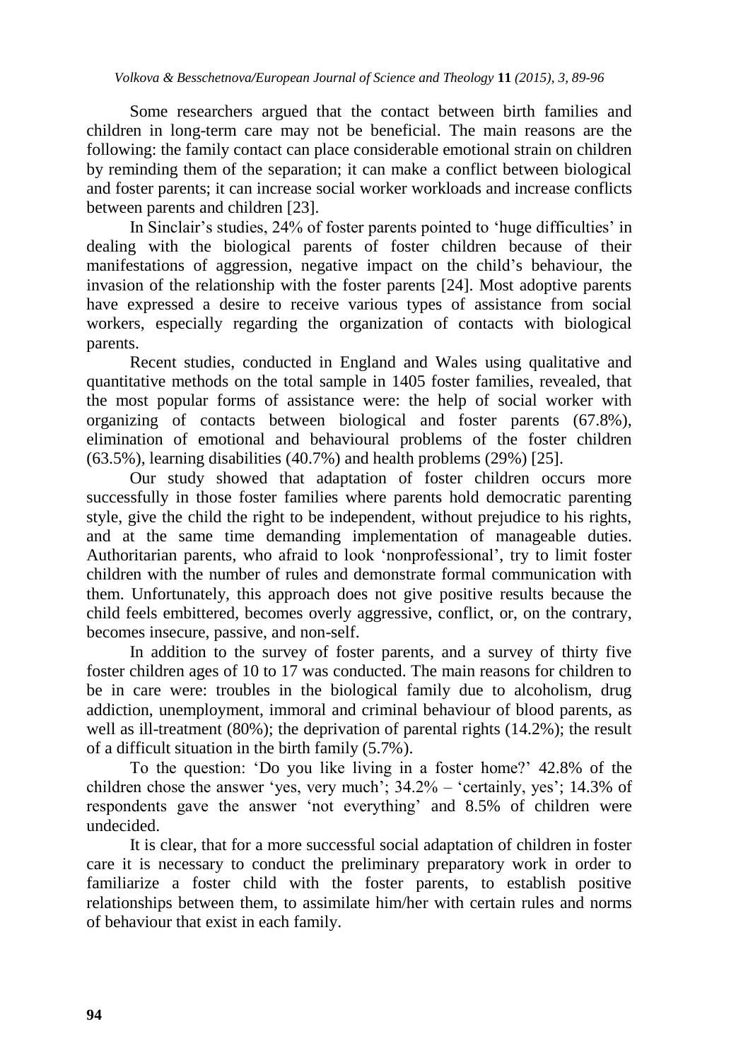Some researchers argued that the contact between birth families and children in long-term care may not be beneficial. The main reasons are the following: the family contact can place considerable emotional strain on children by reminding them of the separation; it can make a conflict between biological and foster parents; it can increase social worker workloads and increase conflicts between parents and children [23].

In Sinclair's studies, 24% of foster parents pointed to 'huge difficulties' in dealing with the biological parents of foster children because of their manifestations of aggression, negative impact on the child's behaviour, the invasion of the relationship with the foster parents [24]. Most adoptive parents have expressed a desire to receive various types of assistance from social workers, especially regarding the organization of contacts with biological parents.

Recent studies, conducted in England and Wales using qualitative and quantitative methods on the total sample in 1405 foster families, revealed, that the most popular forms of assistance were: the help of social worker with organizing of contacts between biological and foster parents (67.8%), elimination of emotional and behavioural problems of the foster children (63.5%), learning disabilities (40.7%) and health problems (29%) [25].

Our study showed that adaptation of foster children occurs more successfully in those foster families where parents hold democratic parenting style, give the child the right to be independent, without prejudice to his rights, and at the same time demanding implementation of manageable duties. Authoritarian parents, who afraid to look 'nonprofessional', try to limit foster children with the number of rules and demonstrate formal communication with them. Unfortunately, this approach does not give positive results because the child feels embittered, becomes overly aggressive, conflict, or, on the contrary, becomes insecure, passive, and non-self.

In addition to the survey of foster parents, and a survey of thirty five foster children ages of 10 to 17 was conducted. The main reasons for children to be in care were: troubles in the biological family due to alcoholism, drug addiction, unemployment, immoral and criminal behaviour of blood parents, as well as ill-treatment (80%); the deprivation of parental rights (14.2%); the result of a difficult situation in the birth family (5.7%).

To the question: 'Do you like living in a foster home?' 42.8% of the children chose the answer 'yes, very much'; 34.2% – 'certainly, yes'; 14.3% of respondents gave the answer 'not everything' and 8.5% of children were undecided.

It is clear, that for a more successful social adaptation of children in foster care it is necessary to conduct the preliminary preparatory work in order to familiarize a foster child with the foster parents, to establish positive relationships between them, to assimilate him/her with certain rules and norms of behaviour that exist in each family.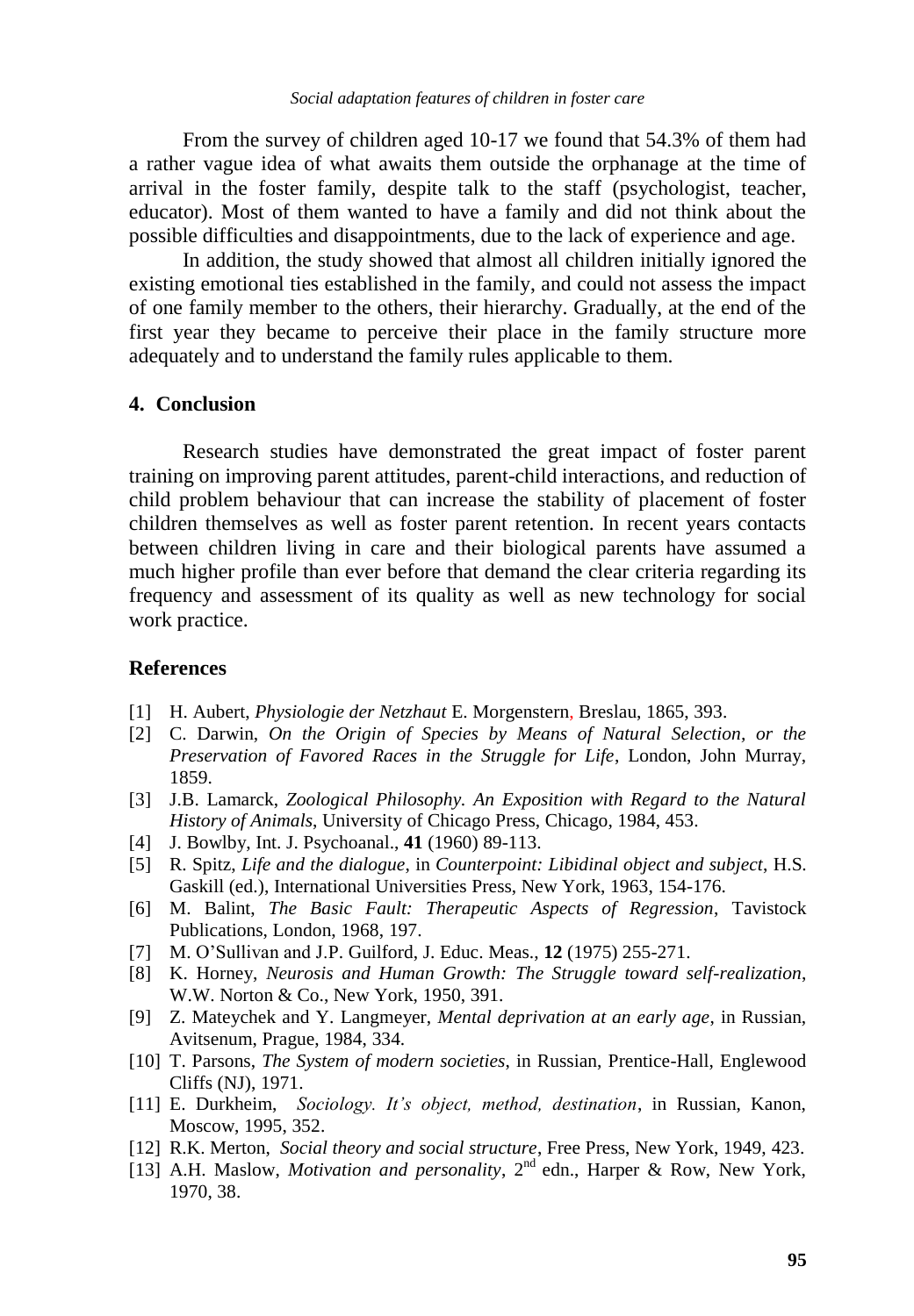From the survey of children aged 10-17 we found that 54.3% of them had a rather vague idea of what awaits them outside the orphanage at the time of arrival in the foster family, despite talk to the staff (psychologist, teacher, educator). Most of them wanted to have a family and did not think about the possible difficulties and disappointments, due to the lack of experience and age.

In addition, the study showed that almost all children initially ignored the existing emotional ties established in the family, and could not assess the impact of one family member to the others, their hierarchy. Gradually, at the end of the first year they became to perceive their place in the family structure more adequately and to understand the family rules applicable to them.

## 4. Conclusion

Research studies have demonstrated the great impact of foster parent training on improving parent attitudes, parent-child interactions, and reduction of child problem behaviour that can increase the stability of placement of foster children themselves as well as foster parent retention. In recent years contacts between children living in care and their biological parents have assumed a much higher profile than ever before that demand the clear criteria regarding its frequency and assessment of its quality as well as new technology for social work practice.

## References

[1] H. Aubert, *Physiologie der Netzhaut* E. Morgenstern, Breslau, 1865, 393.

[2] C. Darwin, *On the Origin of Species by Means of Natural Selection, or the Preservation of Favored Races in the Struggle for Life*, London, John Murray, 1859.

[3] J.B. Lamarck, *Zoological Philosophy. An Exposition with Regard to the Natural History of Animals*, University of Chicago Press, Chicago, 1984, 453.

[4] J. Bowlby, Int. J. Psychoanal., **41** (1960) 89-113.

[5] R. Spitz, *Life and the dialogue*, in *Counterpoint: Libidinal object and subject*, H.S. Gaskill (ed.), International Universities Press, New York, 1963, 154-176.

[6] M. Balint, *The Basic Fault: Therapeutic Aspects of Regression*, Tavistock Publications, London, 1968, 197.

[7] M. O'Sullivan and J.P. Guilford, J. Educ. Meas., **12** (1975) 255-271.

[8] K. Horney, *Neurosis and Human Growth: The Struggle toward self-realization*, W.W. Norton & Co., New York, 1950, 391.

[9] Z. Mateychek and Y. Langmeyer, *Mental deprivation at an early age*, in Russian, Avitsenum, Prague, 1984, 334.

[10] T. Parsons, *The System of modern societies*, in Russian, Prentice-Hall, Englewood Cliffs (NJ), 1971.

[11] E. Durkheim, *Sociology. It's object, method, destination*, in Russian, Kanon, Moscow, 1995, 352.

[12] R.K. Merton, *Social theory and social structure*, Free Press, New York, 1949, 423.

[13] A.H. Maslow, *Motivation and personality*, 2nd edn., Harper & Row, New York, 1970, 38.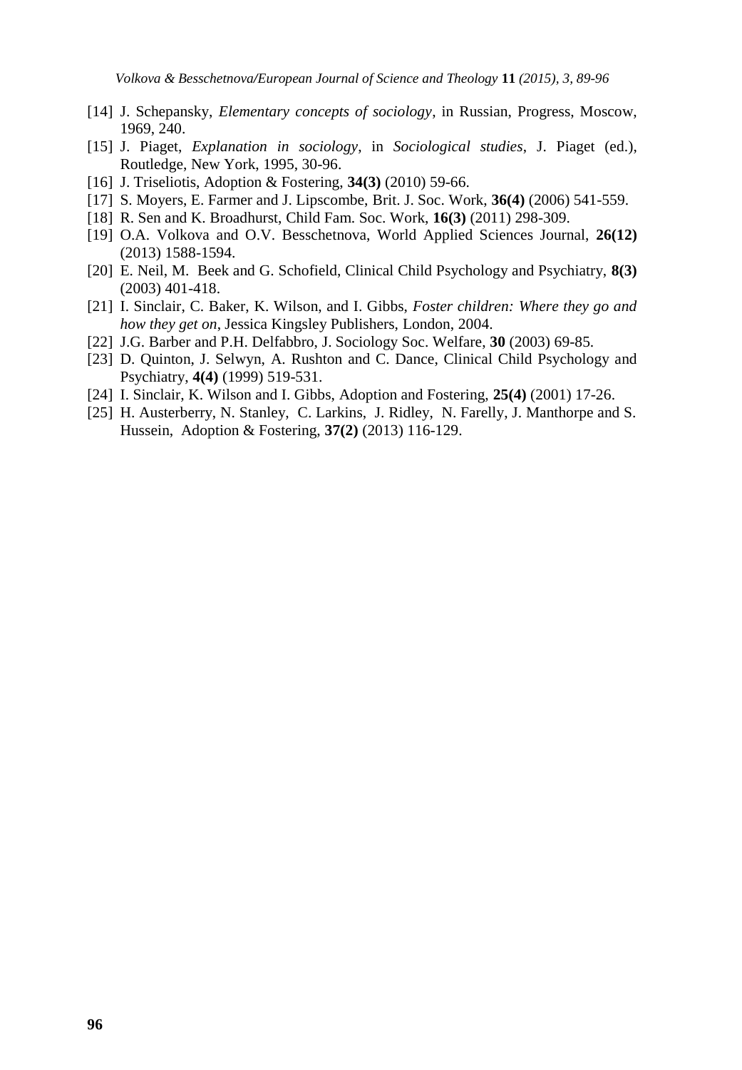[14] J. Schepansky, *Elementary concepts of sociology*, in Russian, Progress, Moscow, 1969, 240.

[15] J. Piaget, *Explanation in sociology*, in *Sociological studies*, J. Piaget (ed.), Routledge, New York, 1995, 30-96.

[16] J. Triseliotis, Adoption & Fostering, **34(3)** (2010) 59-66.

[17] S. Moyers, E. Farmer and J. Lipscombe, Brit. J. Soc. Work, **36(4)** (2006) 541-559.

[18] R. Sen and K. Broadhurst, Child Fam. Soc. Work, **16(3)** (2011) 298-309.

[19] O.A. Volkova and O.V. Besschetnova, World Applied Sciences Journal, **26(12)** (2013) 1588-1594.

[20] E. Neil, M. Beek and G. Schofield, Clinical Child Psychology and Psychiatry, **8(3)** (2003) 401-418.

[21] I. Sinclair, C. Baker, K. Wilson, and I. Gibbs, *Foster children: Where they go and how they get on*, Jessica Kingsley Publishers, London, 2004.

[22] J.G. Barber and P.H. Delfabbro, J. Sociology Soc. Welfare, **30** (2003) 69-85.

[23] D. Quinton, J. Selwyn, A. Rushton and C. Dance, Clinical Child Psychology and Psychiatry, **4(4)** (1999) 519-531.

[24] I. Sinclair, K. Wilson and I. Gibbs, Adoption and Fostering, **25(4)** (2001) 17-26.

[25] H. Austerberry, N. Stanley, C. Larkins, J. Ridley, N. Farelly, J. Manthorpe and S. Hussein, Adoption & Fostering, **37(2)** (2013) 116-129.